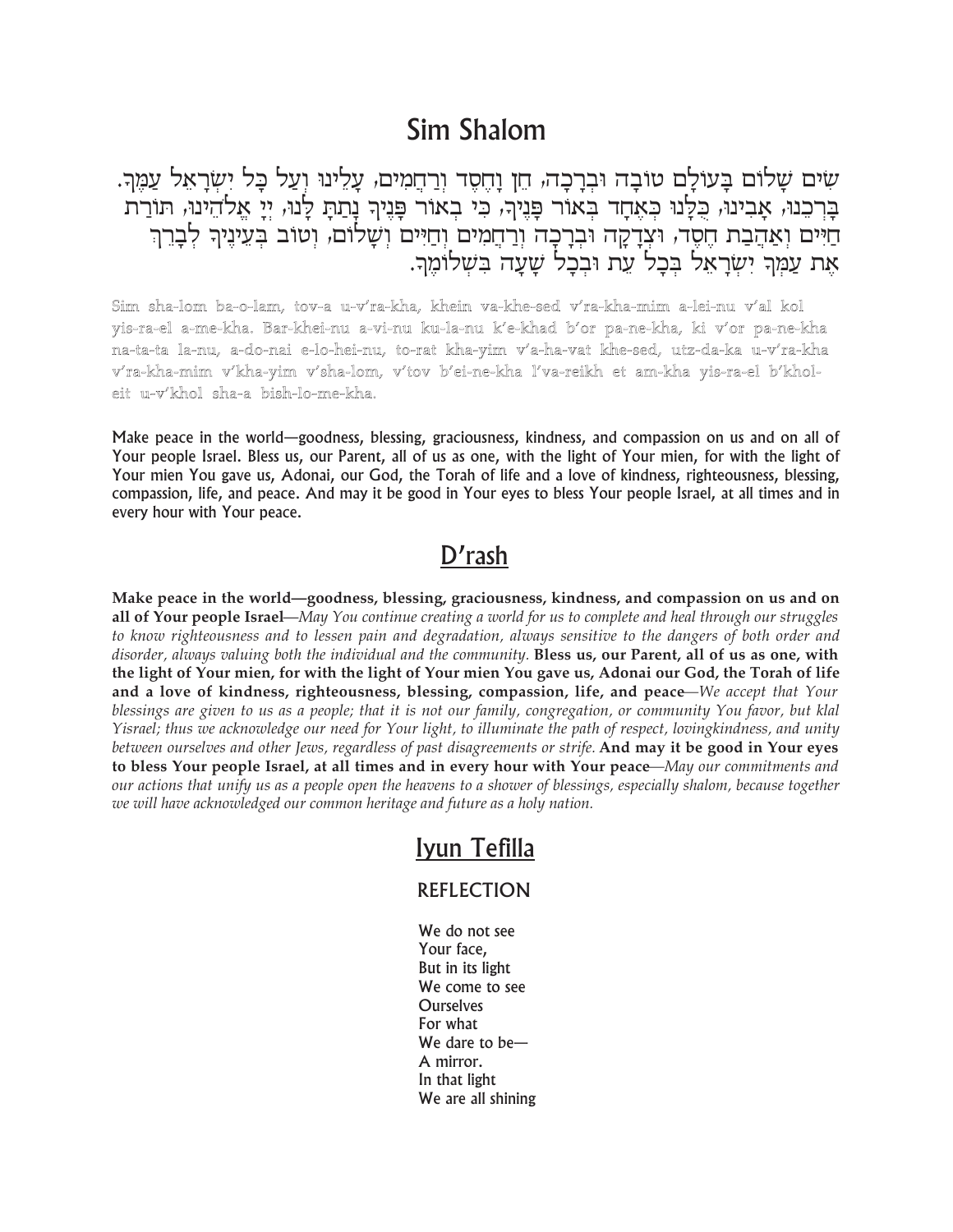# Sim Shalom

שִׂים שָׁלוֹם בָּעוֹלָם טוֹבָה וּבְרָכָה, חֵן וָחֶסֶד וְרַחֲמִים, עָלֵינוּ וְעַל כָּל יִשְׂרָאֵל עַמֶּךָ. בָּרְכֵנוּ, אָבִינוּ, כֻּלָּנוּ כְּאֶחָד בְּאוֹר פָּנֶיךָ, כִּי בְאוֹר פָּנֶיךָ נָתַתָּ לָּנוּ, יְיָ אֱלֹהֵינוּ, תּוֹרַת חַיִּים וְאַהֲבַת חֶסֶד, וּצְדָקָה וּבְרָכָה וְרַחֲמִים וְחַיִּים וְשָׁלוֹם, וְטוֹב בְּעֵינֶיךָ לְבָרֵךְ אֶת עַמְּךָ יִשְׂרָאֵל בְּכָל עֵת וּבְכָל שָׁעָה בִּשְׁלוֹמֶךָ.

Sim sha-lom ba-o-lam, tov-a u-v'ra-kha, khein va-khe-sed v'ra-kha-mim a-lei-nu v'al kol yis-ra-el a-me-kha. Bar-khei-nu a-vi-nu ku-la-nu k'e-khad b'or pa-ne-kha, ki v'or pa-ne-kha na-ta-ta la-nu, a-do-nai e-lo-hei-nu, to-rat kha-yim v'a-ha-vat khe-sed, utz-da-ka u-v'ra-kha v'ra-kha-mim v'kha-yim v'sha-lom, v'tov b'ei-ne-kha l'va-reikh et am-kha yis-ra-el b'khol-eit u-v'khol sha-a bish-lo-me-kha.

Make peace in the world—goodness, blessing, graciousness, kindness, and compassion on us and on all of Your people Israel. Bless us, our Parent, all of us as one, with the light of Your mien, for with the light of Your mien You gave us, Adonai, our God, the Torah of life and a love of kindness, righteousness, blessing, compassion, life, and peace. And may it be good in Your eyes to bless Your people Israel, at all times and in every hour with Your peace.

## D'rash

**Make peace in the world—goodness, blessing, graciousness, kindness, and compassion on us and on all of Your people Israel**—*May You continue creating a world for us to complete and heal through our struggles to know righteousness and to lessen pain and degradation, always sensitive to the dangers of both order and disorder, always valuing both the individual and the community.* **Bless us, our Parent, all of us as one, with the light of Your mien, for with the light of Your mien You gave us, Adonai our God, the Torah of life and a love of kindness, righteousness, blessing, compassion, life, and peace**—*We accept that Your blessings are given to us as a people; that it is not our family, congregation, or community You favor, but klal Yisrael; thus we acknowledge our need for Your light, to illuminate the path of respect, lovingkindness, and unity between ourselves and other Jews, regardless of past disagreements or strife.* **And may it be good in Your eyes to bless Your people Israel, at all times and in every hour with Your peace**—*May our commitments and our actions that unify us as a people open the heavens to a shower of blessings, especially shalom, because together we will have acknowledged our common heritage and future as a holy nation.*

## Iyun Tefilla

### REFLECTION

We do not see  
Your face,  
But in its light  
We come to see  
Ourselves  
For what  
We dare to be—  
A mirror.  
In that light  
We are all shining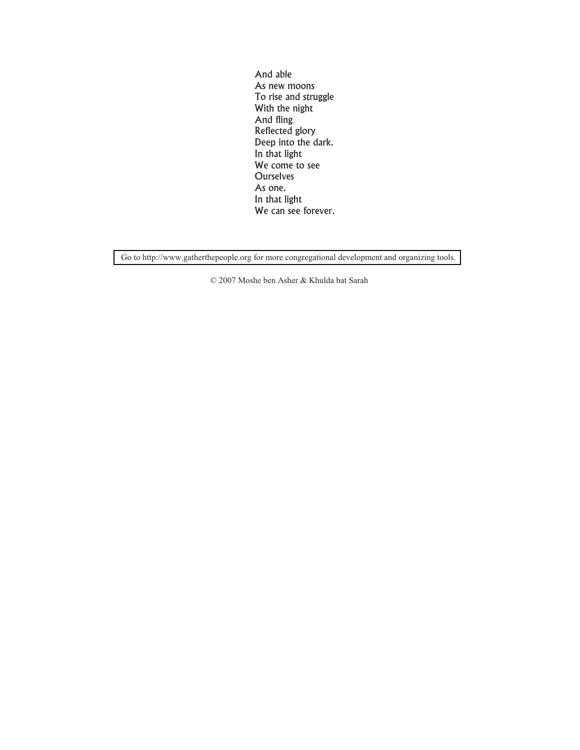And able  
As new moons  
To rise and struggle  
With the night  
And fling  
Reflected glory  
Deep into the dark.  
In that light  
We come to see  
Ourselves  
As one.  
In that light  
We can see forever.

Go to http://www.gatherthepeople.org for more congregational development and organizing tools.

© 2007 Moshe ben Asher & Khulda bat Sarah